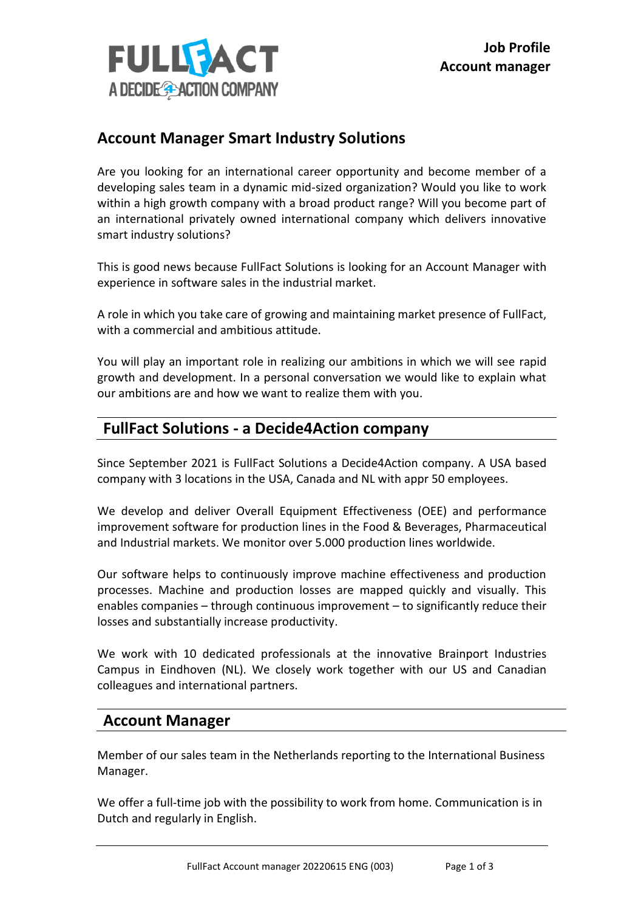**Job Profile**
**Account manager**

# Account Manager Smart Industry Solutions

Are you looking for an international career opportunity and become member of a developing sales team in a dynamic mid-sized organization? Would you like to work within a high growth company with a broad product range? Will you become part of an international privately owned international company which delivers innovative smart industry solutions?

This is good news because FullFact Solutions is looking for an Account Manager with experience in software sales in the industrial market.

A role in which you take care of growing and maintaining market presence of FullFact, with a commercial and ambitious attitude.

You will play an important role in realizing our ambitions in which we will see rapid growth and development. In a personal conversation we would like to explain what our ambitions are and how we want to realize them with you.

## FullFact Solutions - a Decide4Action company

Since September 2021 is FullFact Solutions a Decide4Action company. A USA based company with 3 locations in the USA, Canada and NL with appr 50 employees.

We develop and deliver Overall Equipment Effectiveness (OEE) and performance improvement software for production lines in the Food & Beverages, Pharmaceutical and Industrial markets. We monitor over 5.000 production lines worldwide.

Our software helps to continuously improve machine effectiveness and production processes. Machine and production losses are mapped quickly and visually. This enables companies – through continuous improvement – to significantly reduce their losses and substantially increase productivity.

We work with 10 dedicated professionals at the innovative Brainport Industries Campus in Eindhoven (NL). We closely work together with our US and Canadian colleagues and international partners.

## Account Manager

Member of our sales team in the Netherlands reporting to the International Business Manager.

We offer a full-time job with the possibility to work from home. Communication is in Dutch and regularly in English.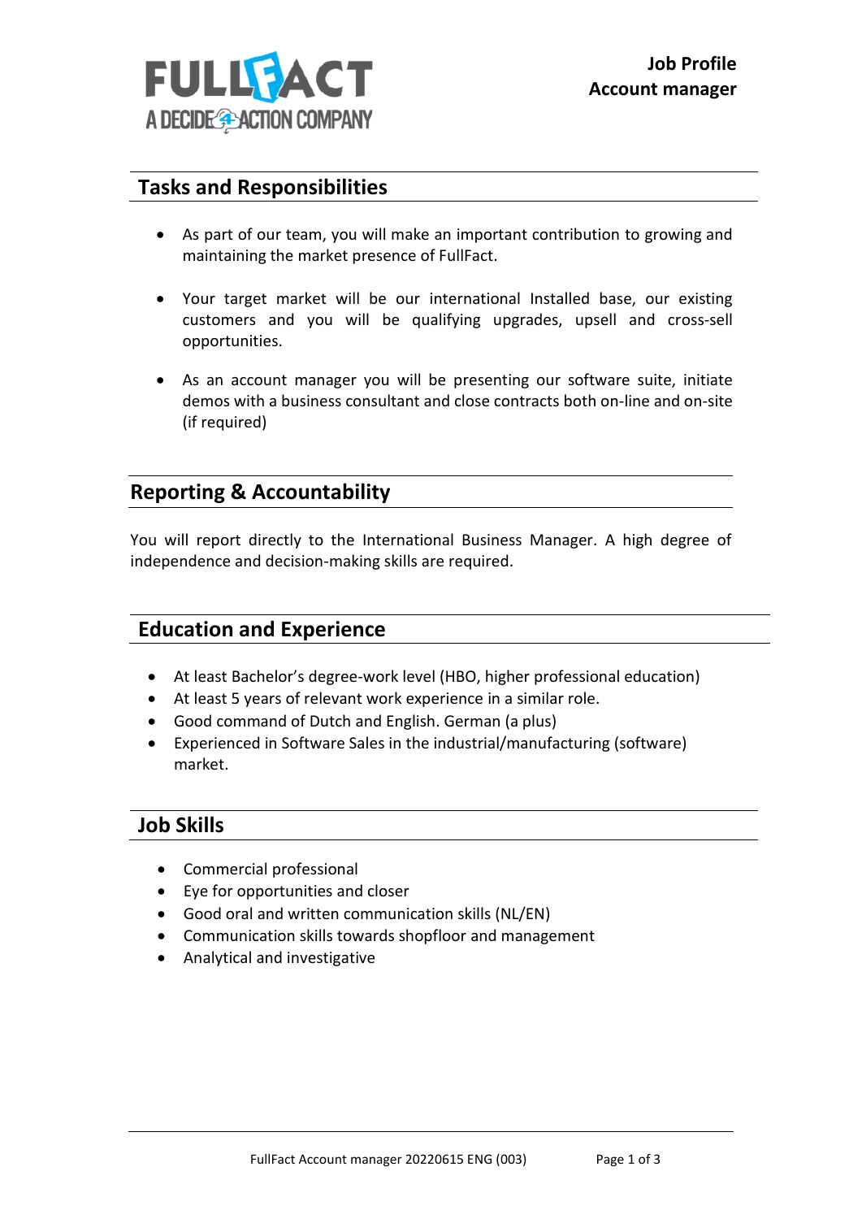Job Profile
Account manager

## Tasks and Responsibilities

- As part of our team, you will make an important contribution to growing and maintaining the market presence of FullFact.
- Your target market will be our international Installed base, our existing customers and you will be qualifying upgrades, upsell and cross-sell opportunities.
- As an account manager you will be presenting our software suite, initiate demos with a business consultant and close contracts both on-line and on-site (if required)

## Reporting & Accountability

You will report directly to the International Business Manager. A high degree of independence and decision-making skills are required.

## Education and Experience

- At least Bachelor's degree-work level (HBO, higher professional education)
- At least 5 years of relevant work experience in a similar role.
- Good command of Dutch and English. German (a plus)
- Experienced in Software Sales in the industrial/manufacturing (software) market.

## Job Skills

- Commercial professional
- Eye for opportunities and closer
- Good oral and written communication skills (NL/EN)
- Communication skills towards shopfloor and management
- Analytical and investigative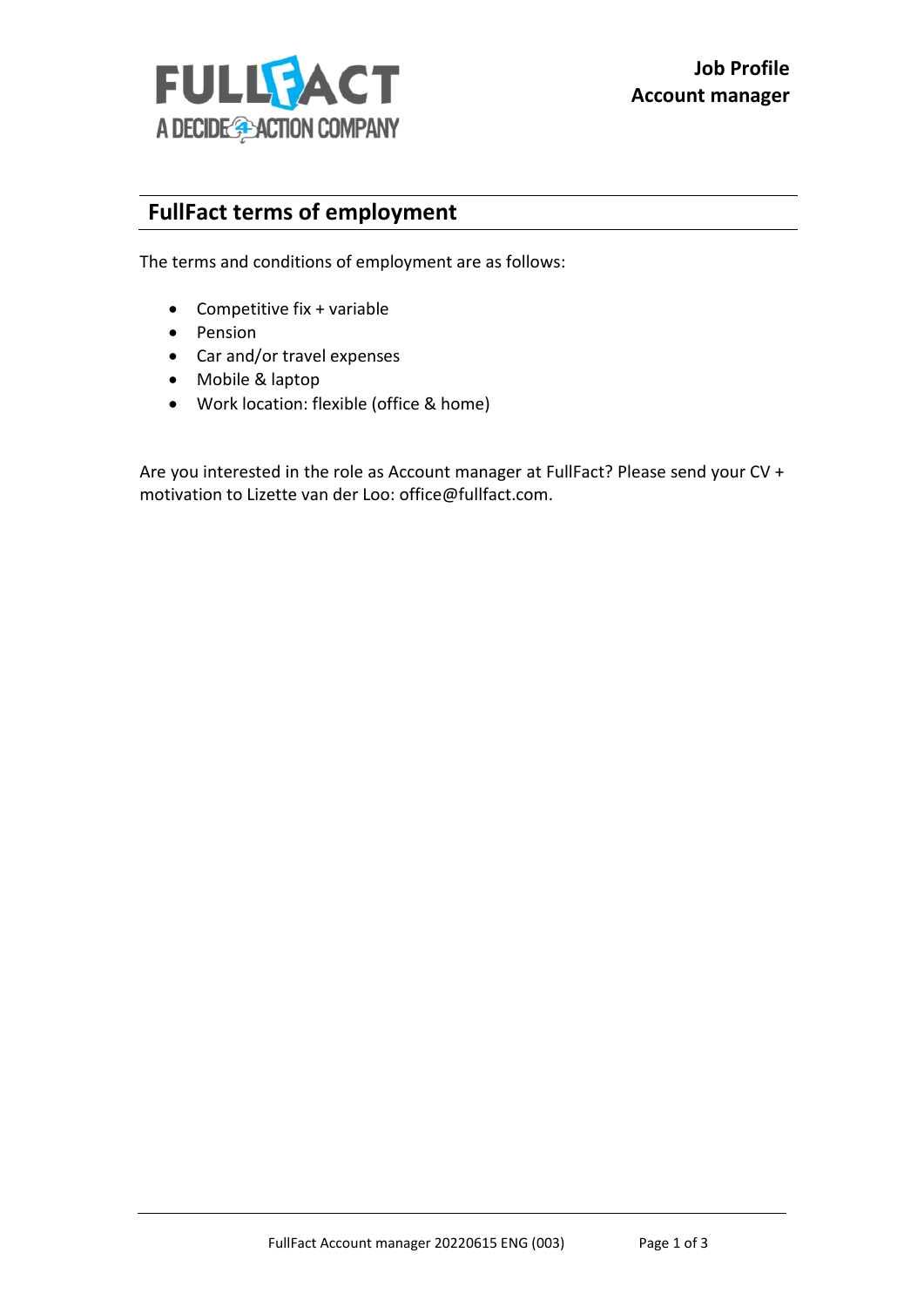## FullFact terms of employment

The terms and conditions of employment are as follows:

- Competitive fix + variable
- Pension
- Car and/or travel expenses
- Mobile & laptop
- Work location: flexible (office & home)

Are you interested in the role as Account manager at FullFact? Please send your CV + motivation to Lizette van der Loo: office@fullfact.com.